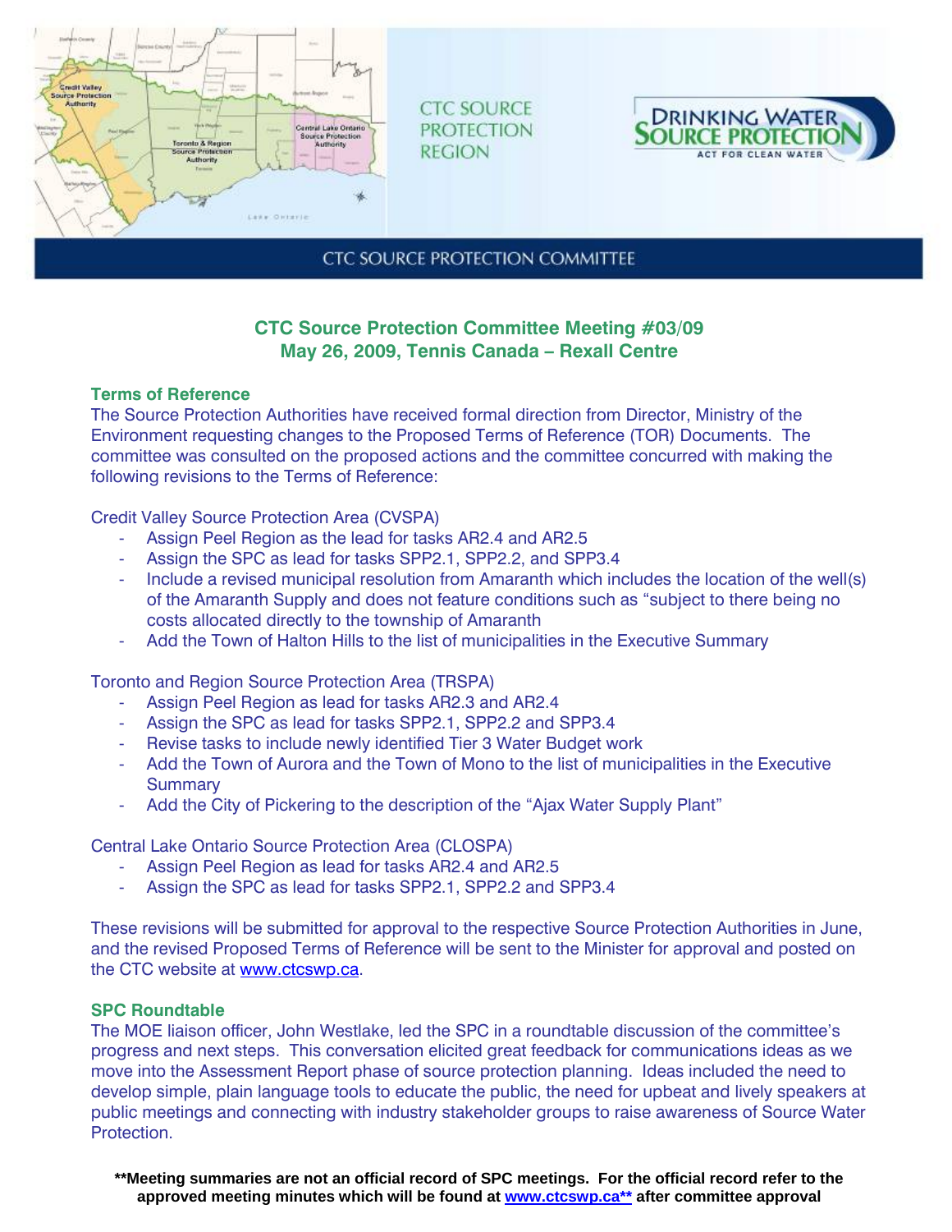CTC SOURCE PROTECTION REGION

DRINKING WATER SOURCE PROTECTION
ACT FOR CLEAN WATER

CTC SOURCE PROTECTION COMMITTEE

## CTC Source Protection Committee Meeting #03/09
## May 26, 2009, Tennis Canada – Rexall Centre

### Terms of Reference

The Source Protection Authorities have received formal direction from Director, Ministry of the Environment requesting changes to the Proposed Terms of Reference (TOR) Documents. The committee was consulted on the proposed actions and the committee concurred with making the following revisions to the Terms of Reference:

Credit Valley Source Protection Area (CVSPA)

- Assign Peel Region as the lead for tasks AR2.4 and AR2.5
- Assign the SPC as lead for tasks SPP2.1, SPP2.2, and SPP3.4
- Include a revised municipal resolution from Amaranth which includes the location of the well(s) of the Amaranth Supply and does not feature conditions such as "subject to there being no costs allocated directly to the township of Amaranth
- Add the Town of Halton Hills to the list of municipalities in the Executive Summary

Toronto and Region Source Protection Area (TRSPA)

- Assign Peel Region as lead for tasks AR2.3 and AR2.4
- Assign the SPC as lead for tasks SPP2.1, SPP2.2 and SPP3.4
- Revise tasks to include newly identified Tier 3 Water Budget work
- Add the Town of Aurora and the Town of Mono to the list of municipalities in the Executive Summary
- Add the City of Pickering to the description of the "Ajax Water Supply Plant"

Central Lake Ontario Source Protection Area (CLOSPA)

- Assign Peel Region as lead for tasks AR2.4 and AR2.5
- Assign the SPC as lead for tasks SPP2.1, SPP2.2 and SPP3.4

These revisions will be submitted for approval to the respective Source Protection Authorities in June, and the revised Proposed Terms of Reference will be sent to the Minister for approval and posted on the CTC website at www.ctcswp.ca.

### SPC Roundtable

The MOE liaison officer, John Westlake, led the SPC in a roundtable discussion of the committee's progress and next steps. This conversation elicited great feedback for communications ideas as we move into the Assessment Report phase of source protection planning. Ideas included the need to develop simple, plain language tools to educate the public, the need for upbeat and lively speakers at public meetings and connecting with industry stakeholder groups to raise awareness of Source Water Protection.

**\*\*Meeting summaries are not an official record of SPC meetings. For the official record refer to the approved meeting minutes which will be found at www.ctcswp.ca\*\* after committee approval**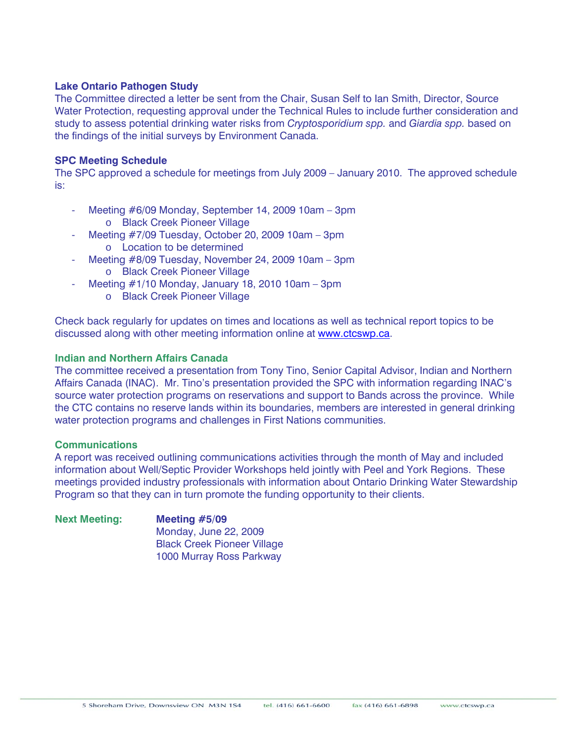### Lake Ontario Pathogen Study

The Committee directed a letter be sent from the Chair, Susan Self to Ian Smith, Director, Source Water Protection, requesting approval under the Technical Rules to include further consideration and study to assess potential drinking water risks from *Cryptosporidium spp.* and *Giardia spp.* based on the findings of the initial surveys by Environment Canada.

### SPC Meeting Schedule

The SPC approved a schedule for meetings from July 2009 – January 2010. The approved schedule is:

- Meeting #6/09 Monday, September 14, 2009 10am – 3pm
  - Black Creek Pioneer Village
- Meeting #7/09 Tuesday, October 20, 2009 10am – 3pm
  - Location to be determined
- Meeting #8/09 Tuesday, November 24, 2009 10am – 3pm
  - Black Creek Pioneer Village
- Meeting #1/10 Monday, January 18, 2010 10am – 3pm
  - Black Creek Pioneer Village

Check back regularly for updates on times and locations as well as technical report topics to be discussed along with other meeting information online at www.ctcswp.ca.

### Indian and Northern Affairs Canada

The committee received a presentation from Tony Tino, Senior Capital Advisor, Indian and Northern Affairs Canada (INAC). Mr. Tino's presentation provided the SPC with information regarding INAC's source water protection programs on reservations and support to Bands across the province. While the CTC contains no reserve lands within its boundaries, members are interested in general drinking water protection programs and challenges in First Nations communities.

### Communications

A report was received outlining communications activities through the month of May and included information about Well/Septic Provider Workshops held jointly with Peel and York Regions. These meetings provided industry professionals with information about Ontario Drinking Water Stewardship Program so that they can in turn promote the funding opportunity to their clients.

**Next Meeting:** **Meeting #5/09**
Monday, June 22, 2009
Black Creek Pioneer Village
1000 Murray Ross Parkway